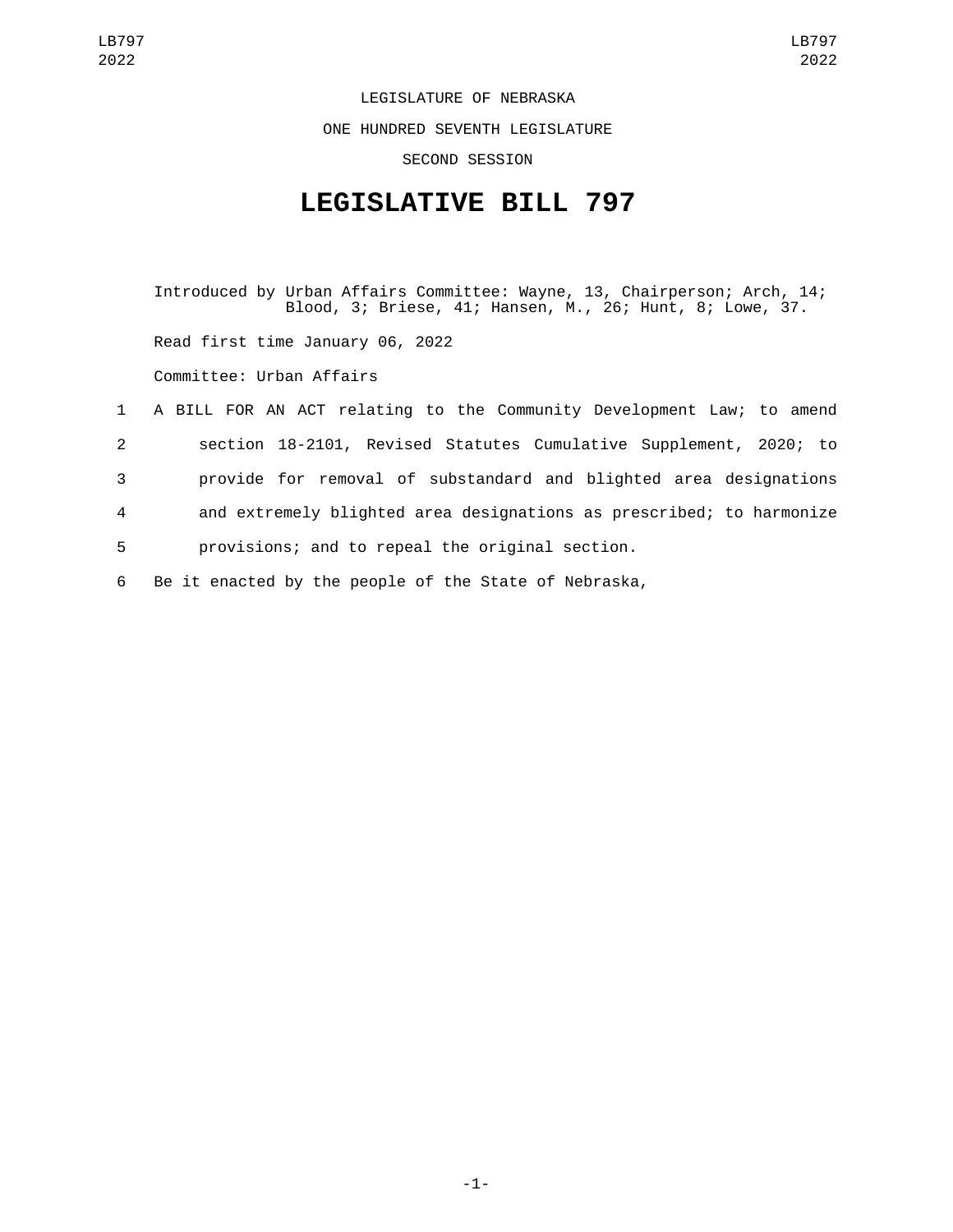LEGISLATURE OF NEBRASKA

ONE HUNDRED SEVENTH LEGISLATURE

SECOND SESSION

# LEGISLATIVE BILL 797

Introduced by Urban Affairs Committee: Wayne, 13, Chairperson; Arch, 14; Blood, 3; Briese, 41; Hansen, M., 26; Hunt, 8; Lowe, 37.

Read first time January 06, 2022

Committee: Urban Affairs

1 A BILL FOR AN ACT relating to the Community Development Law; to amend
2 section 18-2101, Revised Statutes Cumulative Supplement, 2020; to
3 provide for removal of substandard and blighted area designations
4 and extremely blighted area designations as prescribed; to harmonize
5 provisions; and to repeal the original section.
6 Be it enacted by the people of the State of Nebraska,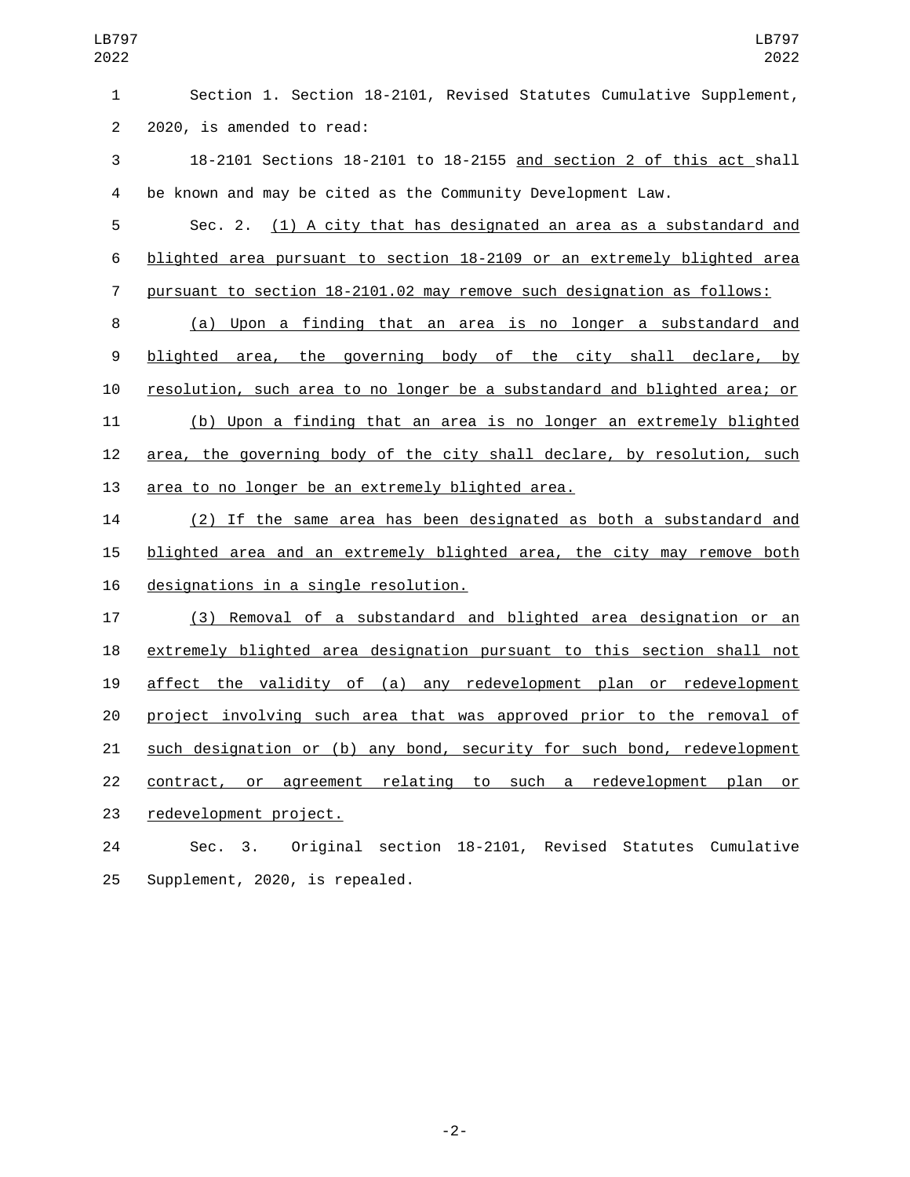Section 1. Section 18-2101, Revised Statutes Cumulative Supplement, 2020, is amended to read:

18-2101 Sections 18-2101 to 18-2155 <u>and section 2 of this act</u> shall be known and may be cited as the Community Development Law.

Sec. 2. <u>(1) A city that has designated an area as a substandard and blighted area pursuant to section 18-2109 or an extremely blighted area pursuant to section 18-2101.02 may remove such designation as follows:</u>

<u>(a) Upon a finding that an area is no longer a substandard and blighted area, the governing body of the city shall declare, by resolution, such area to no longer be a substandard and blighted area; or</u>

<u>(b) Upon a finding that an area is no longer an extremely blighted area, the governing body of the city shall declare, by resolution, such area to no longer be an extremely blighted area.</u>

<u>(2) If the same area has been designated as both a substandard and blighted area and an extremely blighted area, the city may remove both designations in a single resolution.</u>

<u>(3) Removal of a substandard and blighted area designation or an extremely blighted area designation pursuant to this section shall not affect the validity of (a) any redevelopment plan or redevelopment project involving such area that was approved prior to the removal of such designation or (b) any bond, security for such bond, redevelopment contract, or agreement relating to such a redevelopment plan or redevelopment project.</u>

Sec. 3. Original section 18-2101, Revised Statutes Cumulative Supplement, 2020, is repealed.